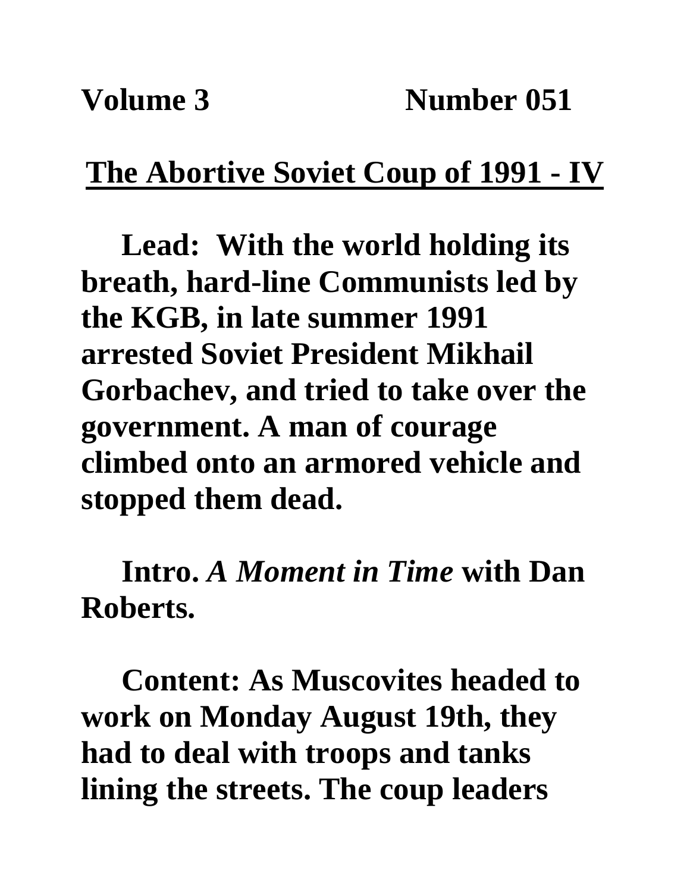**Volume 3 Number 051**

# The Abortive Soviet Coup of 1991 - IV

**Lead: With the world holding its breath, hard-line Communists led by the KGB, in late summer 1991 arrested Soviet President Mikhail Gorbachev, and tried to take over the government. A man of courage climbed onto an armored vehicle and stopped them dead.**

**Intro.** ***A Moment in Time*** **with Dan Roberts.**

**Content: As Muscovites headed to work on Monday August 19th, they had to deal with troops and tanks lining the streets. The coup leaders**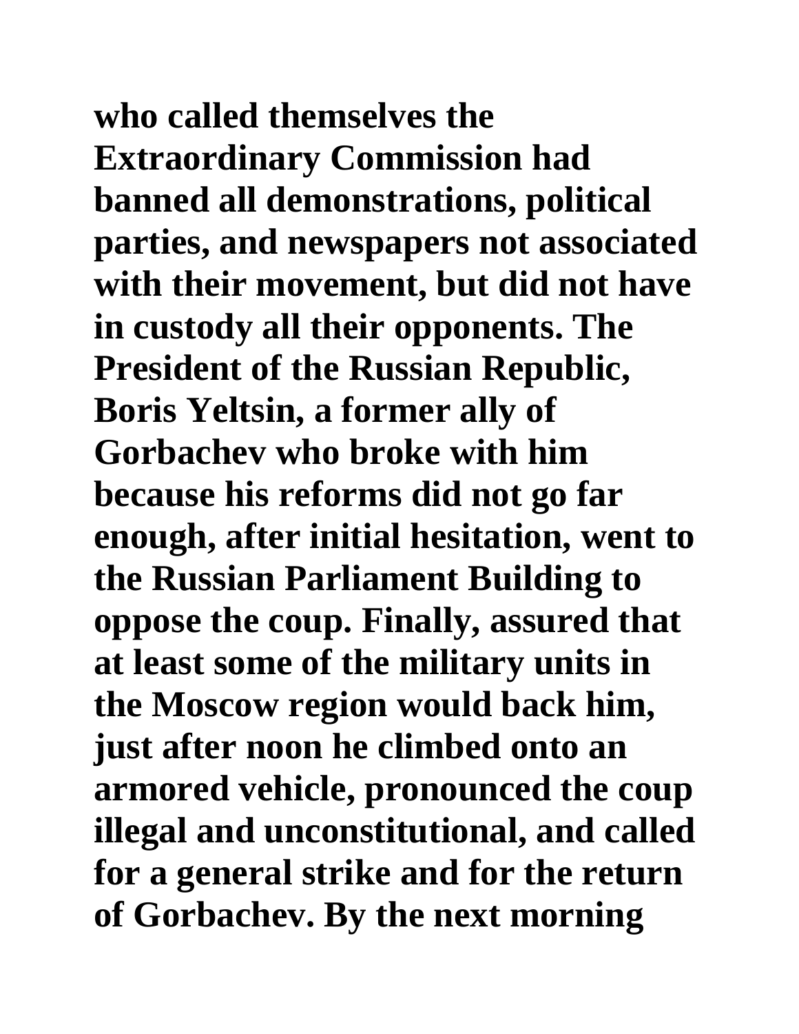**who called themselves the Extraordinary Commission had banned all demonstrations, political parties, and newspapers not associated with their movement, but did not have in custody all their opponents. The President of the Russian Republic, Boris Yeltsin, a former ally of Gorbachev who broke with him because his reforms did not go far enough, after initial hesitation, went to the Russian Parliament Building to oppose the coup. Finally, assured that at least some of the military units in the Moscow region would back him, just after noon he climbed onto an armored vehicle, pronounced the coup illegal and unconstitutional, and called for a general strike and for the return of Gorbachev. By the next morning**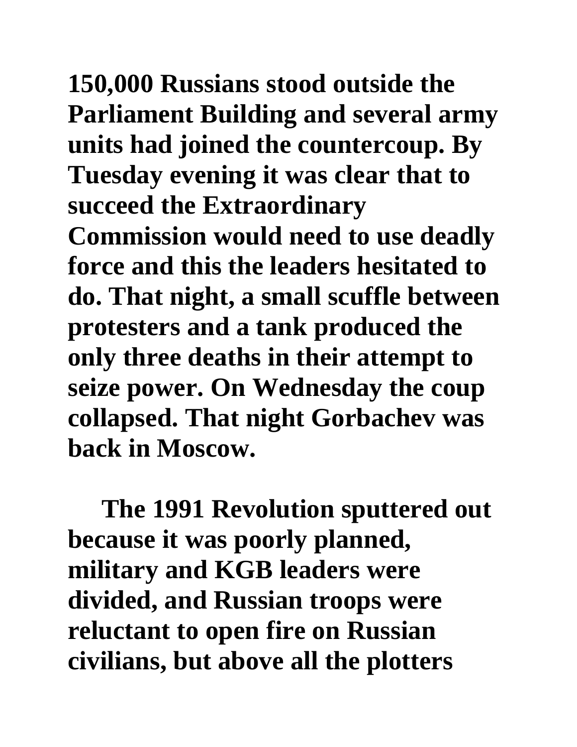**150,000 Russians stood outside the Parliament Building and several army units had joined the countercoup. By Tuesday evening it was clear that to succeed the Extraordinary Commission would need to use deadly force and this the leaders hesitated to do. That night, a small scuffle between protesters and a tank produced the only three deaths in their attempt to seize power. On Wednesday the coup collapsed. That night Gorbachev was back in Moscow.**

**The 1991 Revolution sputtered out because it was poorly planned, military and KGB leaders were divided, and Russian troops were reluctant to open fire on Russian civilians, but above all the plotters**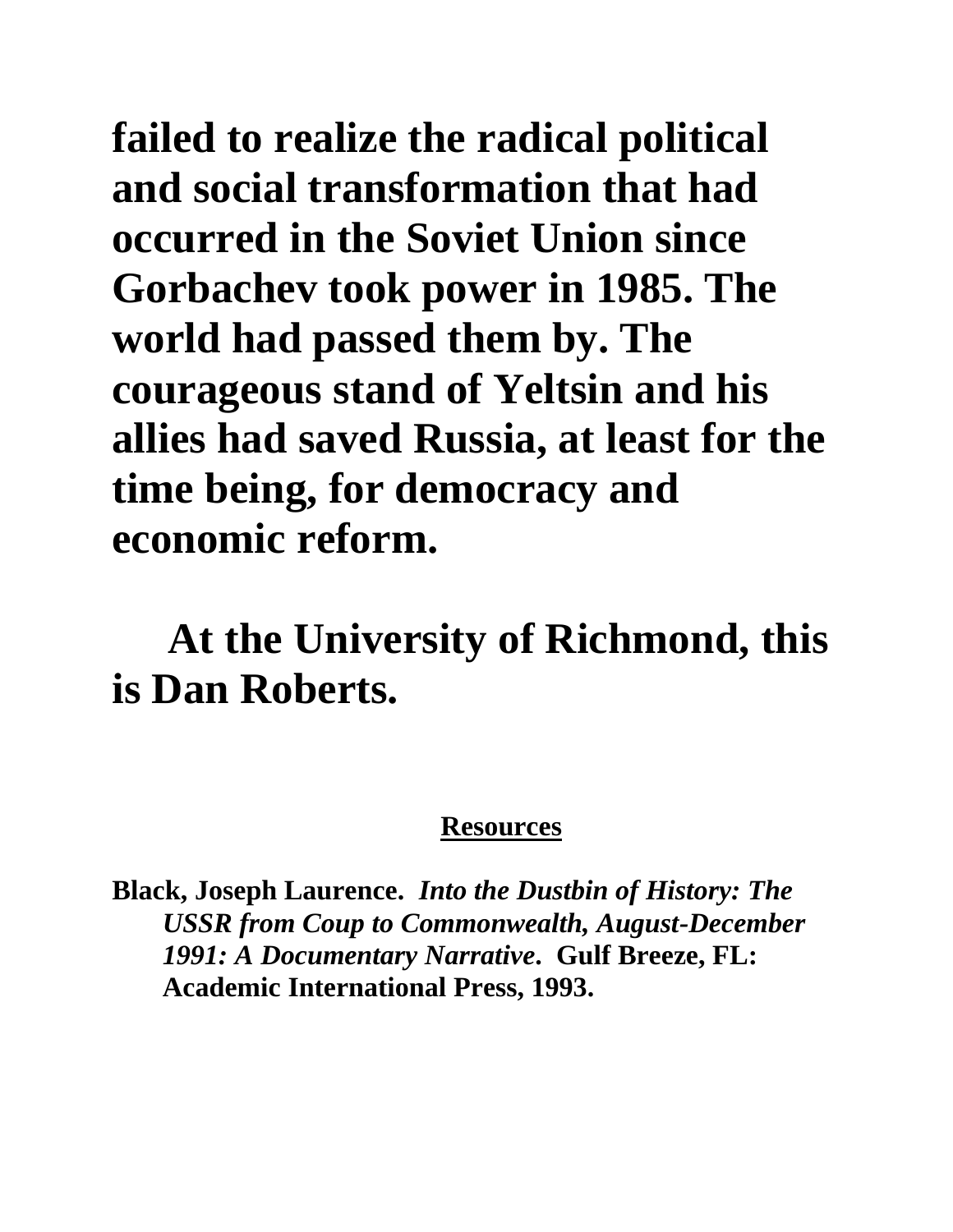**failed to realize the radical political and social transformation that had occurred in the Soviet Union since Gorbachev took power in 1985. The world had passed them by. The courageous stand of Yeltsin and his allies had saved Russia, at least for the time being, for democracy and economic reform.**

**At the University of Richmond, this is Dan Roberts.**

## Resources

**Black, Joseph Laurence. *Into the Dustbin of History: The USSR from Coup to Commonwealth, August-December 1991: A Documentary Narrative*. Gulf Breeze, FL: Academic International Press, 1993.**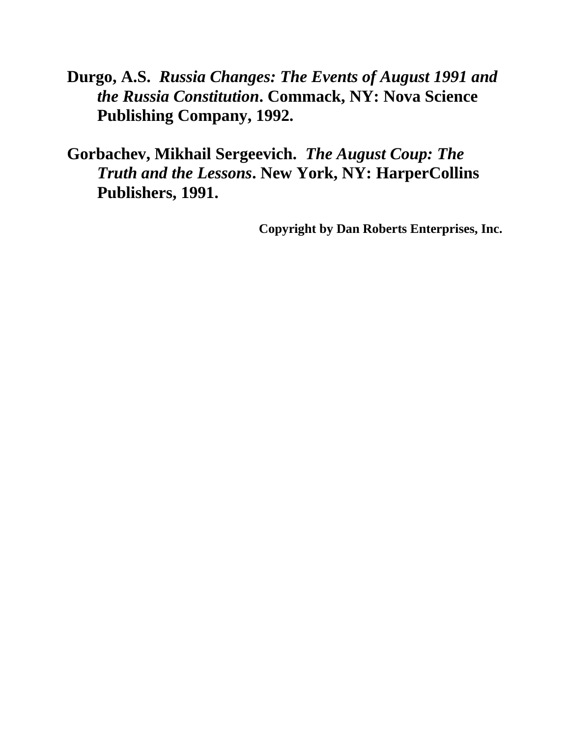**Durgo, A.S.** ***Russia Changes: The Events of August 1991 and the Russia Constitution*****. Commack, NY: Nova Science Publishing Company, 1992.**

**Gorbachev, Mikhail Sergeevich.** ***The August Coup: The Truth and the Lessons*****. New York, NY: HarperCollins Publishers, 1991.**

**Copyright by Dan Roberts Enterprises, Inc.**